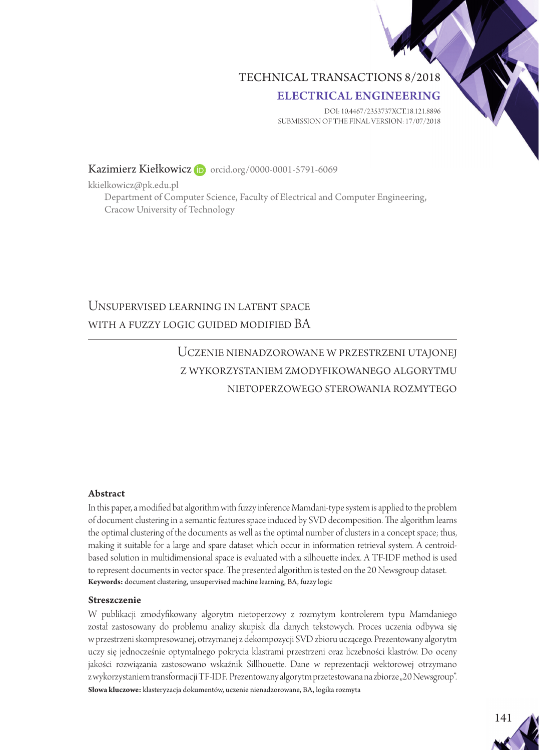TECHNICAL TRANSACTIONS 8/2018

ELECTRICAL ENGINEERING

DOI: 10.4467/2353737XCT.18.121.8896
SUBMISSION OF THE FINAL VERSION: 17/07/2018

Kazimierz Kiełkowicz orcid.org/0000-0001-5791-6069

kkielkowicz@pk.edu.pl

Department of Computer Science, Faculty of Electrical and Computer Engineering, Cracow University of Technology

# Unsupervised learning in latent space with a fuzzy logic guided modified BA

## Uczenie nienadzorowane w przestrzeni utajonej z wykorzystaniem zmodyfikowanego algorytmu nietoperzowego sterowania rozmytego

### Abstract

In this paper, a modified bat algorithm with fuzzy inference Mamdani-type system is applied to the problem of document clustering in a semantic features space induced by SVD decomposition. The algorithm learns the optimal clustering of the documents as well as the optimal number of clusters in a concept space; thus, making it suitable for a large and spare dataset which occur in information retrieval system. A centroid-based solution in multidimensional space is evaluated with a silhouette index. A TF-IDF method is used to represent documents in vector space. The presented algorithm is tested on the 20 Newsgroup dataset.

**Keywords:** document clustering, unsupervised machine learning, BA, fuzzy logic

### Streszczenie

W publikacji zmodyfikowany algorytm nietoperzowy z rozmytym kontrolerem typu Mamdaniego został zastosowany do problemu analizy skupisk dla danych tekstowych. Proces uczenia odbywa się w przestrzeni skompresowanej, otrzymanej z dekompozycji SVD zbioru uczącego. Prezentowany algorytm uczy się jednocześnie optymalnego pokrycia klastrami przestrzeni oraz liczebności klastrów. Do oceny jakości rozwiązania zastosowano wskaźnik Sillhouette. Dane w reprezentacji wektorowej otrzymano z wykorzystaniem transformacji TF-IDF. Prezentowany algorytm przetestowana na zbiorze „20 Newsgroup".

**Słowa kluczowe:** klasteryzacja dokumentów, uczenie nienadzorowane, BA, logika rozmyta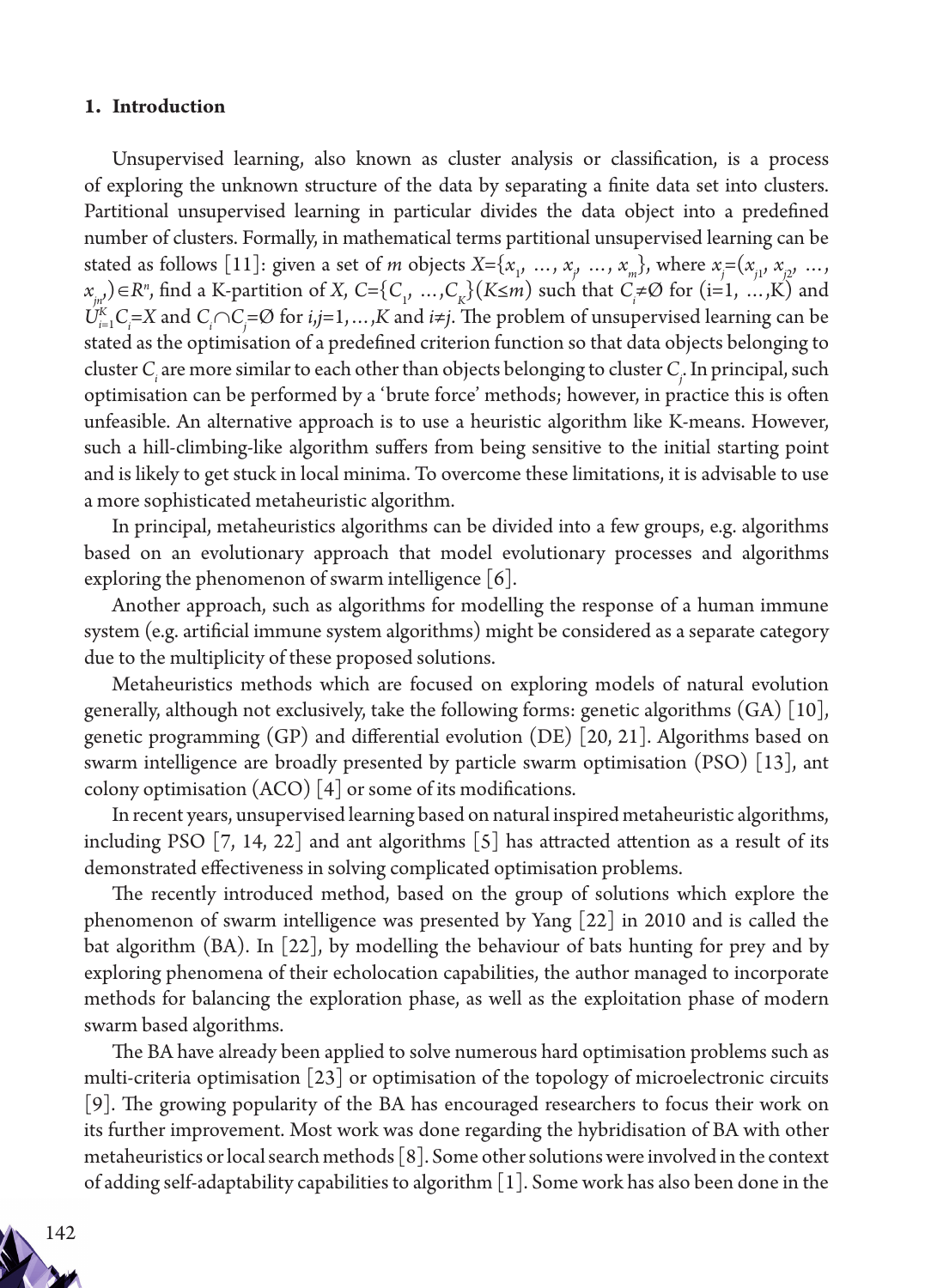## 1. Introduction

Unsupervised learning, also known as cluster analysis or classification, is a process of exploring the unknown structure of the data by separating a finite data set into clusters. Partitional unsupervised learning in particular divides the data object into a predefined number of clusters. Formally, in mathematical terms partitional unsupervised learning can be stated as follows [11]: given a set of $m$ objects $X=\{x_1, \ldots, x_j, \ldots, x_m\}$, where $x_j=(x_{j1}, x_{j2}, \ldots, x_{jn'}) \in R^n$, find a K-partition of $X$, $C=\{C_1, \ldots, C_K\}(K \leq m)$ such that $C_i \neq \emptyset$ for (i=1, …,K) and $\bigcup_{i=1}^{K} C_i = X$ and $C_i \cap C_j = \emptyset$ for $i,j=1,\ldots,K$ and $i \neq j$. The problem of unsupervised learning can be stated as the optimisation of a predefined criterion function so that data objects belonging to cluster $C_i$ are more similar to each other than objects belonging to cluster $C_j$. In principal, such optimisation can be performed by a 'brute force' methods; however, in practice this is often unfeasible. An alternative approach is to use a heuristic algorithm like K-means. However, such a hill-climbing-like algorithm suffers from being sensitive to the initial starting point and is likely to get stuck in local minima. To overcome these limitations, it is advisable to use a more sophisticated metaheuristic algorithm.

In principal, metaheuristics algorithms can be divided into a few groups, e.g. algorithms based on an evolutionary approach that model evolutionary processes and algorithms exploring the phenomenon of swarm intelligence [6].

Another approach, such as algorithms for modelling the response of a human immune system (e.g. artificial immune system algorithms) might be considered as a separate category due to the multiplicity of these proposed solutions.

Metaheuristics methods which are focused on exploring models of natural evolution generally, although not exclusively, take the following forms: genetic algorithms (GA) [10], genetic programming (GP) and differential evolution (DE) [20, 21]. Algorithms based on swarm intelligence are broadly presented by particle swarm optimisation (PSO) [13], ant colony optimisation (ACO) [4] or some of its modifications.

In recent years, unsupervised learning based on natural inspired metaheuristic algorithms, including PSO [7, 14, 22] and ant algorithms [5] has attracted attention as a result of its demonstrated effectiveness in solving complicated optimisation problems.

The recently introduced method, based on the group of solutions which explore the phenomenon of swarm intelligence was presented by Yang [22] in 2010 and is called the bat algorithm (BA). In [22], by modelling the behaviour of bats hunting for prey and by exploring phenomena of their echolocation capabilities, the author managed to incorporate methods for balancing the exploration phase, as well as the exploitation phase of modern swarm based algorithms.

The BA have already been applied to solve numerous hard optimisation problems such as multi-criteria optimisation [23] or optimisation of the topology of microelectronic circuits [9]. The growing popularity of the BA has encouraged researchers to focus their work on its further improvement. Most work was done regarding the hybridisation of BA with other metaheuristics or local search methods [8]. Some other solutions were involved in the context of adding self-adaptability capabilities to algorithm [1]. Some work has also been done in the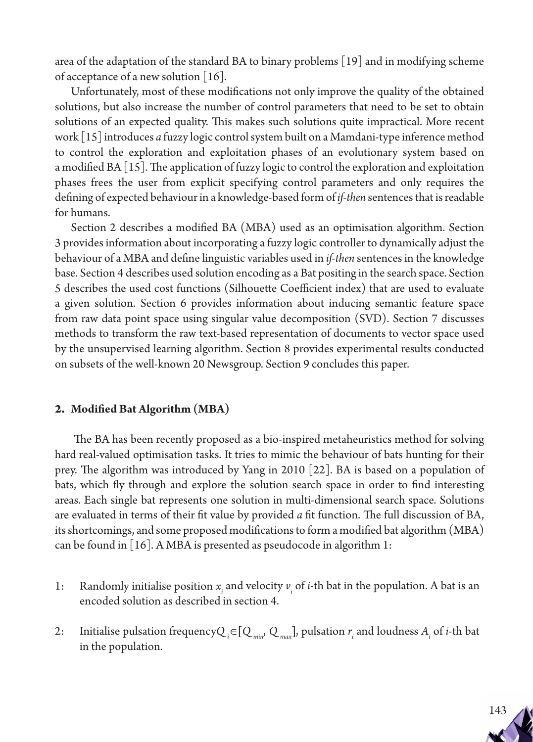area of the adaptation of the standard BA to binary problems [19] and in modifying scheme of acceptance of a new solution [16].

Unfortunately, most of these modifications not only improve the quality of the obtained solutions, but also increase the number of control parameters that need to be set to obtain solutions of an expected quality. This makes such solutions quite impractical. More recent work [15] introduces *a* fuzzy logic control system built on a Mamdani-type inference method to control the exploration and exploitation phases of an evolutionary system based on a modified BA [15]. The application of fuzzy logic to control the exploration and exploitation phases frees the user from explicit specifying control parameters and only requires the defining of expected behaviour in a knowledge-based form of *if-then* sentences that is readable for humans.

Section 2 describes a modified BA (MBA) used as an optimisation algorithm. Section 3 provides information about incorporating a fuzzy logic controller to dynamically adjust the behaviour of a MBA and define linguistic variables used in *if-then* sentences in the knowledge base. Section 4 describes used solution encoding as a Bat positing in the search space. Section 5 describes the used cost functions (Silhouette Coefficient index) that are used to evaluate a given solution. Section 6 provides information about inducing semantic feature space from raw data point space using singular value decomposition (SVD). Section 7 discusses methods to transform the raw text-based representation of documents to vector space used by the unsupervised learning algorithm. Section 8 provides experimental results conducted on subsets of the well-known 20 Newsgroup. Section 9 concludes this paper.

## 2. Modified Bat Algorithm (MBA)

The BA has been recently proposed as a bio-inspired metaheuristics method for solving hard real-valued optimisation tasks. It tries to mimic the behaviour of bats hunting for their prey. The algorithm was introduced by Yang in 2010 [22]. BA is based on a population of bats, which fly through and explore the solution search space in order to find interesting areas. Each single bat represents one solution in multi-dimensional search space. Solutions are evaluated in terms of their fit value by provided *a* fit function. The full discussion of BA, its shortcomings, and some proposed modifications to form a modified bat algorithm (MBA) can be found in [16]. A MBA is presented as pseudocode in algorithm 1:

1: Randomly initialise position $x_i$ and velocity $v_i$ of *i*-th bat in the population. A bat is an encoded solution as described in section 4.

2: Initialise pulsation frequency$Q_i \in [Q_{min}, Q_{max}]$, pulsation $r_i$ and loudness $A_i$ of *i*-th bat in the population.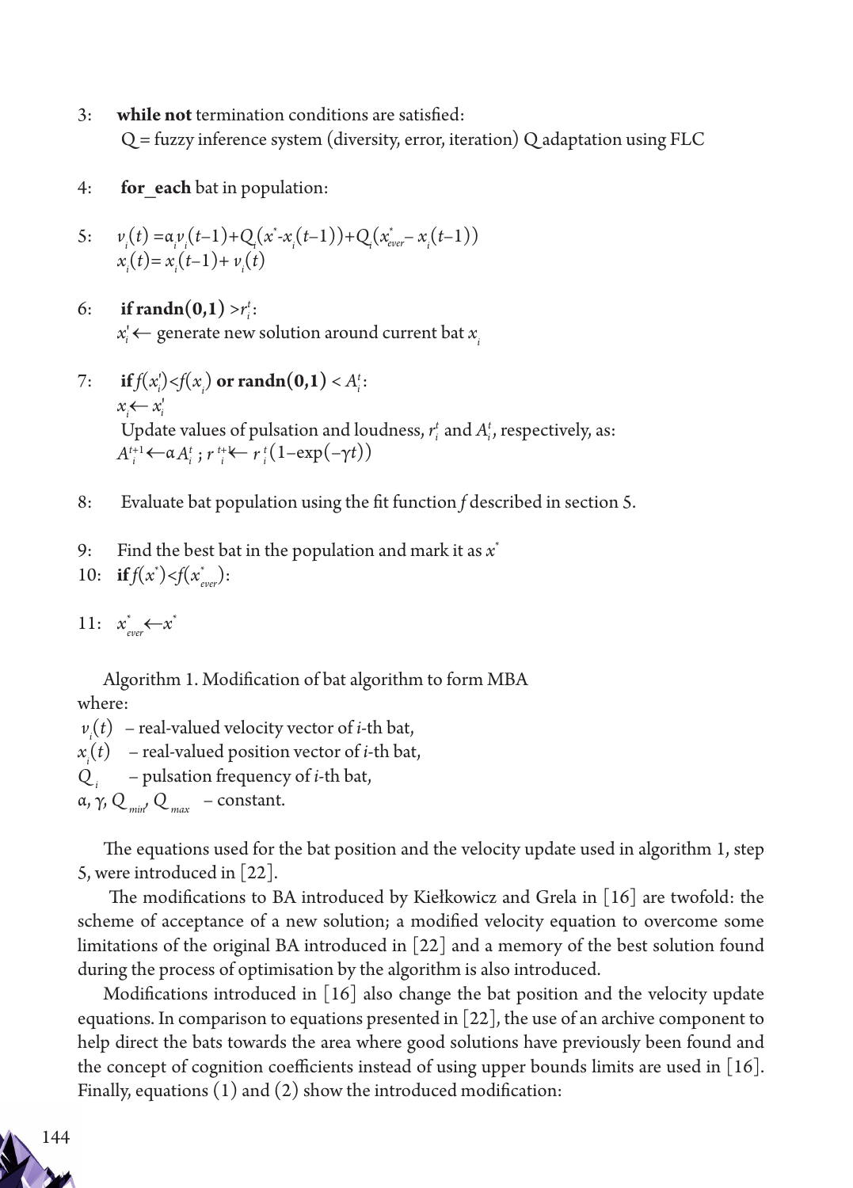3: **while not** termination conditions are satisfied:
   Q = fuzzy inference system (diversity, error, iteration) Q adaptation using FLC

4: **for_each** bat in population:

5: $v_i(t) = \alpha_i v_i(t-1) + Q_i(x^* - x_i(t-1)) + Q_i(x^*_{ever} - x_i(t-1))$
   $x_i(t) = x_i(t-1) + v_i(t)$

6: **if randn(0,1)** $> r_i^t$:
   $x_i' \leftarrow$ generate new solution around current bat $x_i$

7: **if** $f(x_i') < f(x_i)$ **or randn(0,1)** $< A_i^t$:
   $x_i \leftarrow x_i'$
   Update values of pulsation and loudness, $r_i^t$ and $A_i^t$, respectively, as:
   $A_i^{t+1} \leftarrow \alpha A_i^t$ ; $r_i^{t+1} \leftarrow r_i^t(1 - \exp(-\gamma t))$

8: Evaluate bat population using the fit function $f$ described in section 5.

9: Find the best bat in the population and mark it as $x^*$

10: **if** $f(x^*) < f(x^*_{ever})$:

11: $x^*_{ever} \leftarrow x^*$

Algorithm 1. Modification of bat algorithm to form MBA

where:

$v_i(t)$ – real-valued velocity vector of $i$-th bat,
$x_i(t)$ – real-valued position vector of $i$-th bat,
$Q_i$ – pulsation frequency of $i$-th bat,
$\alpha$, $\gamma$, $Q_{min}$, $Q_{max}$ – constant.

The equations used for the bat position and the velocity update used in algorithm 1, step 5, were introduced in [22].

The modifications to BA introduced by Kiełkowicz and Grela in [16] are twofold: the scheme of acceptance of a new solution; a modified velocity equation to overcome some limitations of the original BA introduced in [22] and a memory of the best solution found during the process of optimisation by the algorithm is also introduced.

Modifications introduced in [16] also change the bat position and the velocity update equations. In comparison to equations presented in [22], the use of an archive component to help direct the bats towards the area where good solutions have previously been found and the concept of cognition coefficients instead of using upper bounds limits are used in [16]. Finally, equations (1) and (2) show the introduced modification: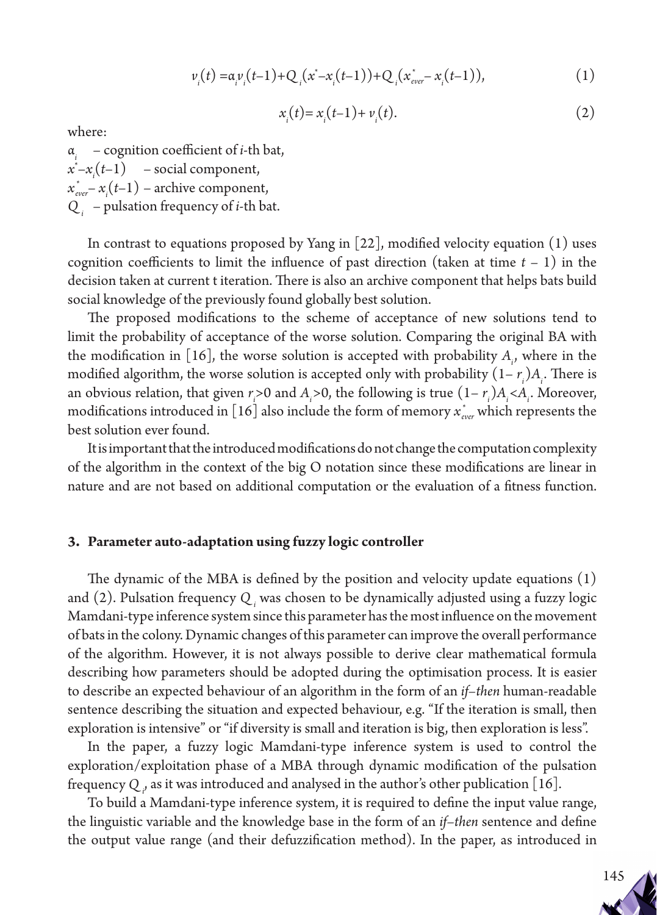$$v_i(t) = \alpha_i v_i(t-1) + Q_i(x^* - x_i(t-1)) + Q_i(x^*_{ever} - x_i(t-1)), \tag{1}$$

$$x_i(t) = x_i(t-1) + v_i(t). \tag{2}$$

where:

$\alpha_i$ – cognition coefficient of *i*-th bat,  
$x^* - x_i(t-1)$ – social component,  
$x^*_{ever} - x_i(t-1)$ – archive component,  
$Q_i$ – pulsation frequency of *i*-th bat.

In contrast to equations proposed by Yang in [22], modified velocity equation (1) uses cognition coefficients to limit the influence of past direction (taken at time $t - 1$) in the decision taken at current t iteration. There is also an archive component that helps bats build social knowledge of the previously found globally best solution.

The proposed modifications to the scheme of acceptance of new solutions tend to limit the probability of acceptance of the worse solution. Comparing the original BA with the modification in [16], the worse solution is accepted with probability $A_i$, where in the modified algorithm, the worse solution is accepted only with probability $(1 - r_i)A_i$. There is an obvious relation, that given $r_i > 0$ and $A_i > 0$, the following is true $(1 - r_i)A_i < A_i$. Moreover, modifications introduced in [16] also include the form of memory $x^*_{ever}$ which represents the best solution ever found.

It is important that the introduced modifications do not change the computation complexity of the algorithm in the context of the big O notation since these modifications are linear in nature and are not based on additional computation or the evaluation of a fitness function.

## 3. Parameter auto-adaptation using fuzzy logic controller

The dynamic of the MBA is defined by the position and velocity update equations (1) and (2). Pulsation frequency $Q_i$ was chosen to be dynamically adjusted using a fuzzy logic Mamdani-type inference system since this parameter has the most influence on the movement of bats in the colony. Dynamic changes of this parameter can improve the overall performance of the algorithm. However, it is not always possible to derive clear mathematical formula describing how parameters should be adopted during the optimisation process. It is easier to describe an expected behaviour of an algorithm in the form of an *if–then* human-readable sentence describing the situation and expected behaviour, e.g. "If the iteration is small, then exploration is intensive" or "if diversity is small and iteration is big, then exploration is less".

In the paper, a fuzzy logic Mamdani-type inference system is used to control the exploration/exploitation phase of a MBA through dynamic modification of the pulsation frequency $Q_i$, as it was introduced and analysed in the author's other publication [16].

To build a Mamdani-type inference system, it is required to define the input value range, the linguistic variable and the knowledge base in the form of an *if–then* sentence and define the output value range (and their defuzzification method). In the paper, as introduced in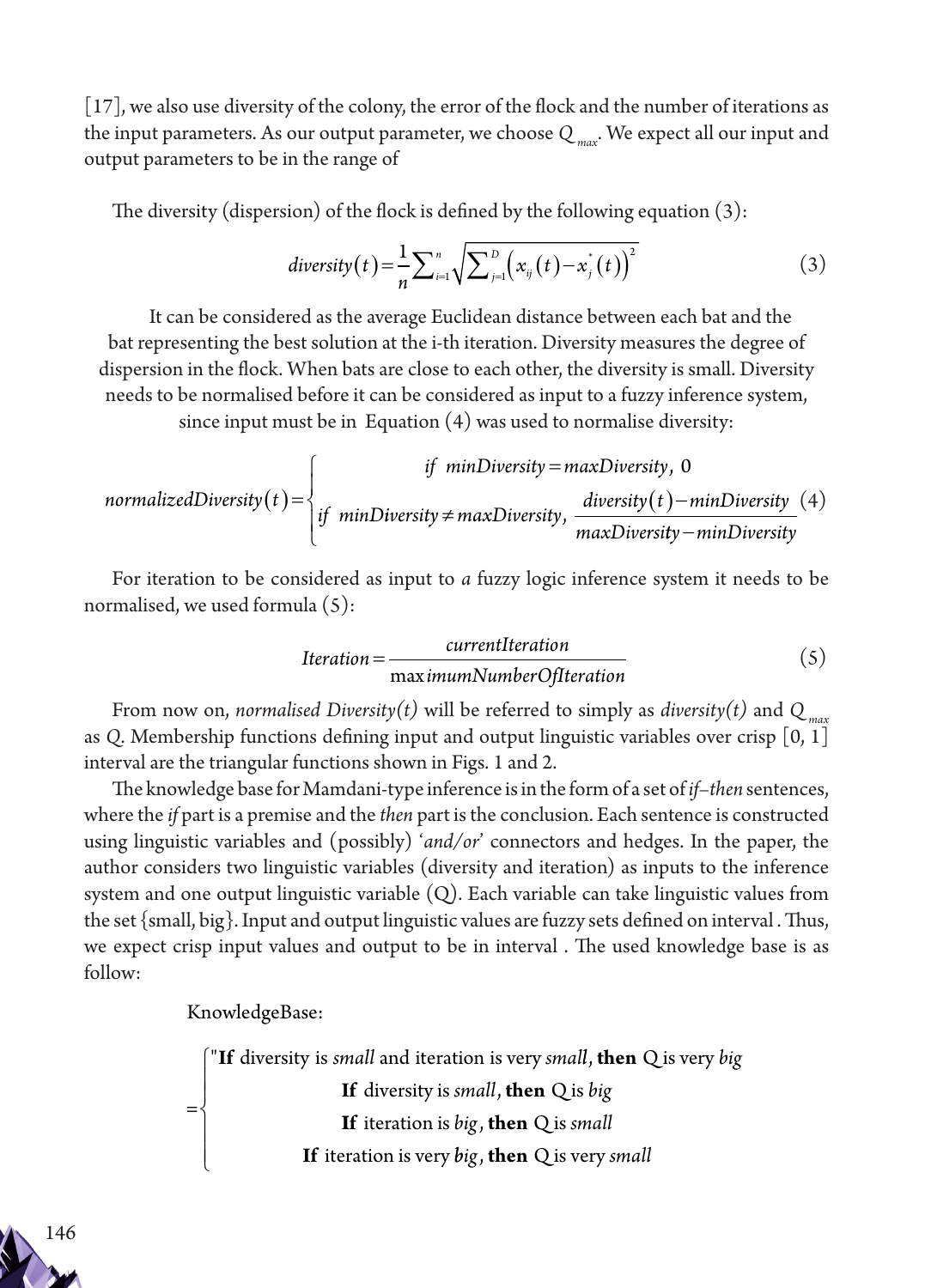[17], we also use diversity of the colony, the error of the flock and the number of iterations as the input parameters. As our output parameter, we choose $Q_{max}$. We expect all our input and output parameters to be in the range of

The diversity (dispersion) of the flock is defined by the following equation (3):

$$diversity(t) = \frac{1}{n}\sum_{i=1}^{n}\sqrt{\sum_{j=1}^{D}\left(x_{ij}(t) - x_j^*(t)\right)^2} \tag{3}$$

It can be considered as the average Euclidean distance between each bat and the bat representing the best solution at the i-th iteration. Diversity measures the degree of dispersion in the flock. When bats are close to each other, the diversity is small. Diversity needs to be normalised before it can be considered as input to a fuzzy inference system, since input must be in Equation (4) was used to normalise diversity:

$$normalizedDiversity(t) = \begin{cases} if \;\; minDiversity = maxDiversity, \; 0 \\ if \;\; minDiversity \neq maxDiversity, \; \dfrac{diversity(t) - minDiversity}{maxDiversity - minDiversity} \end{cases} \tag{4}$$

For iteration to be considered as input to *a* fuzzy logic inference system it needs to be normalised, we used formula (5):

$$Iteration = \frac{currentIteration}{\max imumNumberOfIteration} \tag{5}$$

From now on, *normalised Diversity(t)* will be referred to simply as *diversity(t)* and $Q_{max}$ as $Q$. Membership functions defining input and output linguistic variables over crisp [0, 1] interval are the triangular functions shown in Figs. 1 and 2.

The knowledge base for Mamdani-type inference is in the form of a set of *if–then* sentences, where the *if* part is a premise and the *then* part is the conclusion. Each sentence is constructed using linguistic variables and (possibly) '*and/or*' connectors and hedges. In the paper, the author considers two linguistic variables (diversity and iteration) as inputs to the inference system and one output linguistic variable (Q). Each variable can take linguistic values from the set {small, big}. Input and output linguistic values are fuzzy sets defined on interval . Thus, we expect crisp input values and output to be in interval . The used knowledge base is as follow:

KnowledgeBase:

$$= \begin{cases} \text{"}\textbf{If} \text{ diversity is } \textit{small} \text{ and iteration is very } \textit{small}, \textbf{ then } \text{Q is very } \textit{big} \\ \textbf{If} \text{ diversity is } \textit{small}, \textbf{ then } \text{Q is } \textit{big} \\ \textbf{If} \text{ iteration is } \textit{big}, \textbf{ then } \text{Q is } \textit{small} \\ \textbf{If} \text{ iteration is very } \textit{big}, \textbf{ then } \text{Q is very } \textit{small} \end{cases}$$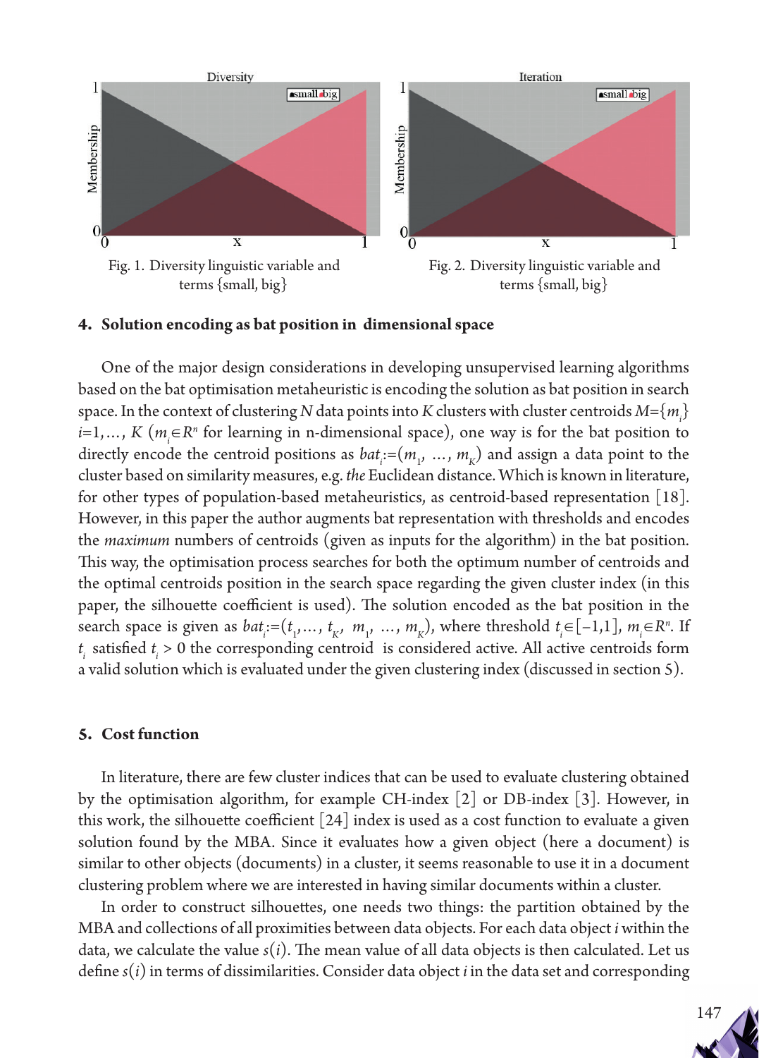Diversity

small big

Membership

1

0

0

x

1

Fig. 1. Diversity linguistic variable and terms {small, big}

Iteration

small big

Membership

1

0

0

x

1

Fig. 2. Diversity linguistic variable and terms {small, big}

## 4. Solution encoding as bat position in dimensional space

One of the major design considerations in developing unsupervised learning algorithms based on the bat optimisation metaheuristic is encoding the solution as bat position in search space. In the context of clustering $N$ data points into $K$ clusters with cluster centroids $M=\{m_i\}$ $i=1,\dots, K$ ($m_i \in R^n$ for learning in n-dimensional space), one way is for the bat position to directly encode the centroid positions as $bat_i:=(m_1, \dots, m_K)$ and assign a data point to the cluster based on similarity measures, e.g. *the* Euclidean distance. Which is known in literature, for other types of population-based metaheuristics, as centroid-based representation [18]. However, in this paper the author augments bat representation with thresholds and encodes the *maximum* numbers of centroids (given as inputs for the algorithm) in the bat position. This way, the optimisation process searches for both the optimum number of centroids and the optimal centroids position in the search space regarding the given cluster index (in this paper, the silhouette coefficient is used). The solution encoded as the bat position in the search space is given as $bat_i:=(t_1,\dots, t_K, m_1, \dots, m_K)$, where threshold $t_i \in [-1,1]$, $m_i \in R^n$. If $t_i$ satisfied $t_i > 0$ the corresponding centroid is considered active. All active centroids form a valid solution which is evaluated under the given clustering index (discussed in section 5).

## 5. Cost function

In literature, there are few cluster indices that can be used to evaluate clustering obtained by the optimisation algorithm, for example CH-index [2] or DB-index [3]. However, in this work, the silhouette coefficient [24] index is used as a cost function to evaluate a given solution found by the MBA. Since it evaluates how a given object (here a document) is similar to other objects (documents) in a cluster, it seems reasonable to use it in a document clustering problem where we are interested in having similar documents within a cluster.

In order to construct silhouettes, one needs two things: the partition obtained by the MBA and collections of all proximities between data objects. For each data object $i$ within the data, we calculate the value $s(i)$. The mean value of all data objects is then calculated. Let us define $s(i)$ in terms of dissimilarities. Consider data object $i$ in the data set and corresponding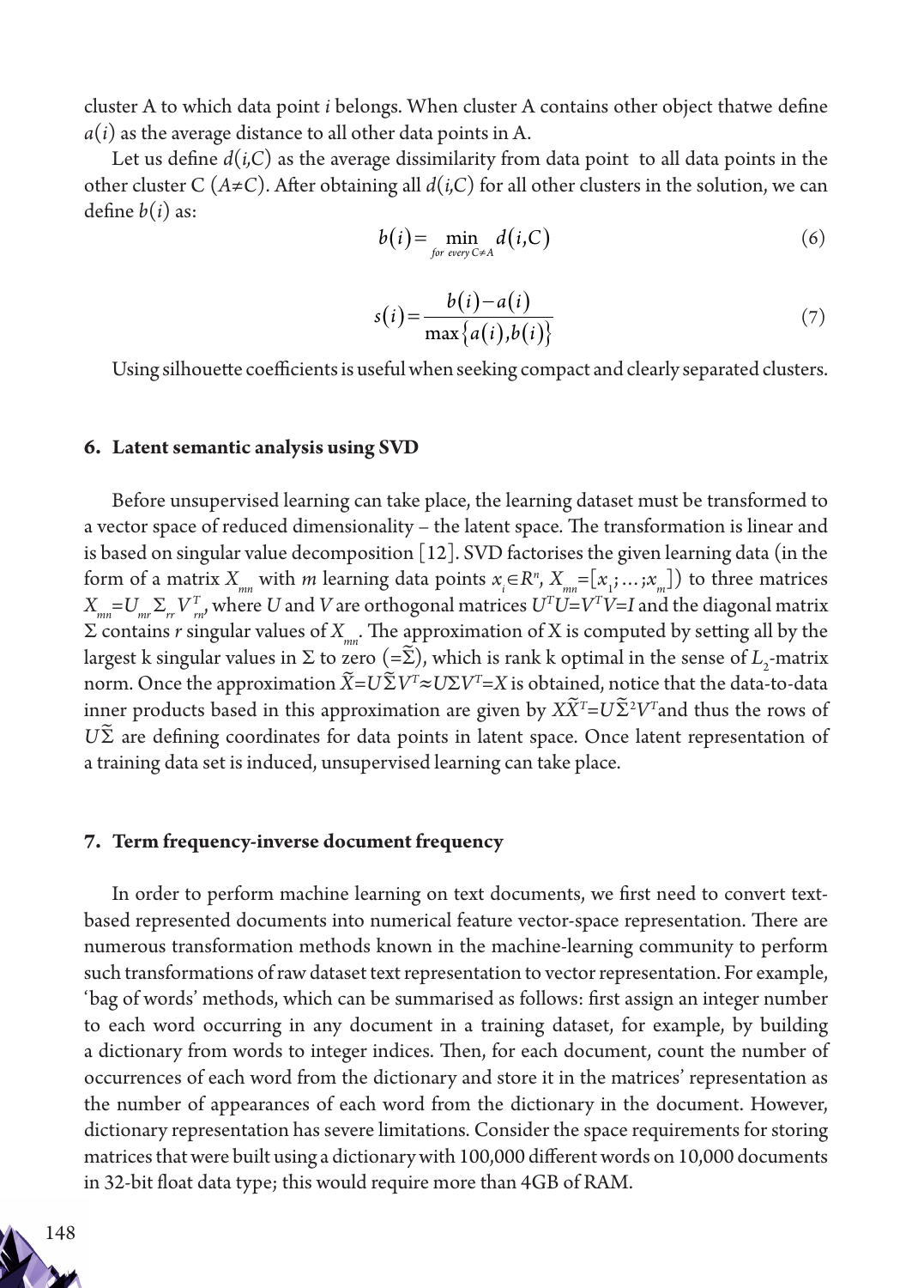cluster A to which data point $i$ belongs. When cluster A contains other object thatwe define $a(i)$ as the average distance to all other data points in A.

Let us define $d(i,C)$ as the average dissimilarity from data point  to all data points in the other cluster C ($A \neq C$). After obtaining all $d(i,C)$ for all other clusters in the solution, we can define $b(i)$ as:

$$b(i) = \min_{for\ every\ C \neq A} d(i,C) \tag{6}$$

$$s(i) = \frac{b(i) - a(i)}{\max\{a(i), b(i)\}} \tag{7}$$

Using silhouette coefficients is useful when seeking compact and clearly separated clusters.

## 6. Latent semantic analysis using SVD

Before unsupervised learning can take place, the learning dataset must be transformed to a vector space of reduced dimensionality – the latent space. The transformation is linear and is based on singular value decomposition [12]. SVD factorises the given learning data (in the form of a matrix $X_{mn}$ with $m$ learning data points $x_i \in R^n$, $X_{mn} = [x_1; \ldots ; x_m]$) to three matrices $X_{mn} = U_{mr} \Sigma_{rr} V^T_{rn}$, where $U$ and $V$ are orthogonal matrices $U^T U = V^T V = I$ and the diagonal matrix $\Sigma$ contains $r$ singular values of $X_{mn}$. The approximation of X is computed by setting all by the largest k singular values in $\Sigma$ to zero ($=\tilde{\Sigma}$), which is rank k optimal in the sense of $L_2$-matrix norm. Once the approximation $\tilde{X} = U \tilde{\Sigma} V^T \approx U \Sigma V^T = X$ is obtained, notice that the data-to-data inner products based in this approximation are given by $X \tilde{X}^T = U \tilde{\Sigma}^2 V^T$ and thus the rows of $U \tilde{\Sigma}$ are defining coordinates for data points in latent space. Once latent representation of a training data set is induced, unsupervised learning can take place.

## 7. Term frequency-inverse document frequency

In order to perform machine learning on text documents, we first need to convert text-based represented documents into numerical feature vector-space representation. There are numerous transformation methods known in the machine-learning community to perform such transformations of raw dataset text representation to vector representation. For example, 'bag of words' methods, which can be summarised as follows: first assign an integer number to each word occurring in any document in a training dataset, for example, by building a dictionary from words to integer indices. Then, for each document, count the number of occurrences of each word from the dictionary and store it in the matrices' representation as the number of appearances of each word from the dictionary in the document. However, dictionary representation has severe limitations. Consider the space requirements for storing matrices that were built using a dictionary with 100,000 different words on 10,000 documents in 32-bit float data type; this would require more than 4GB of RAM.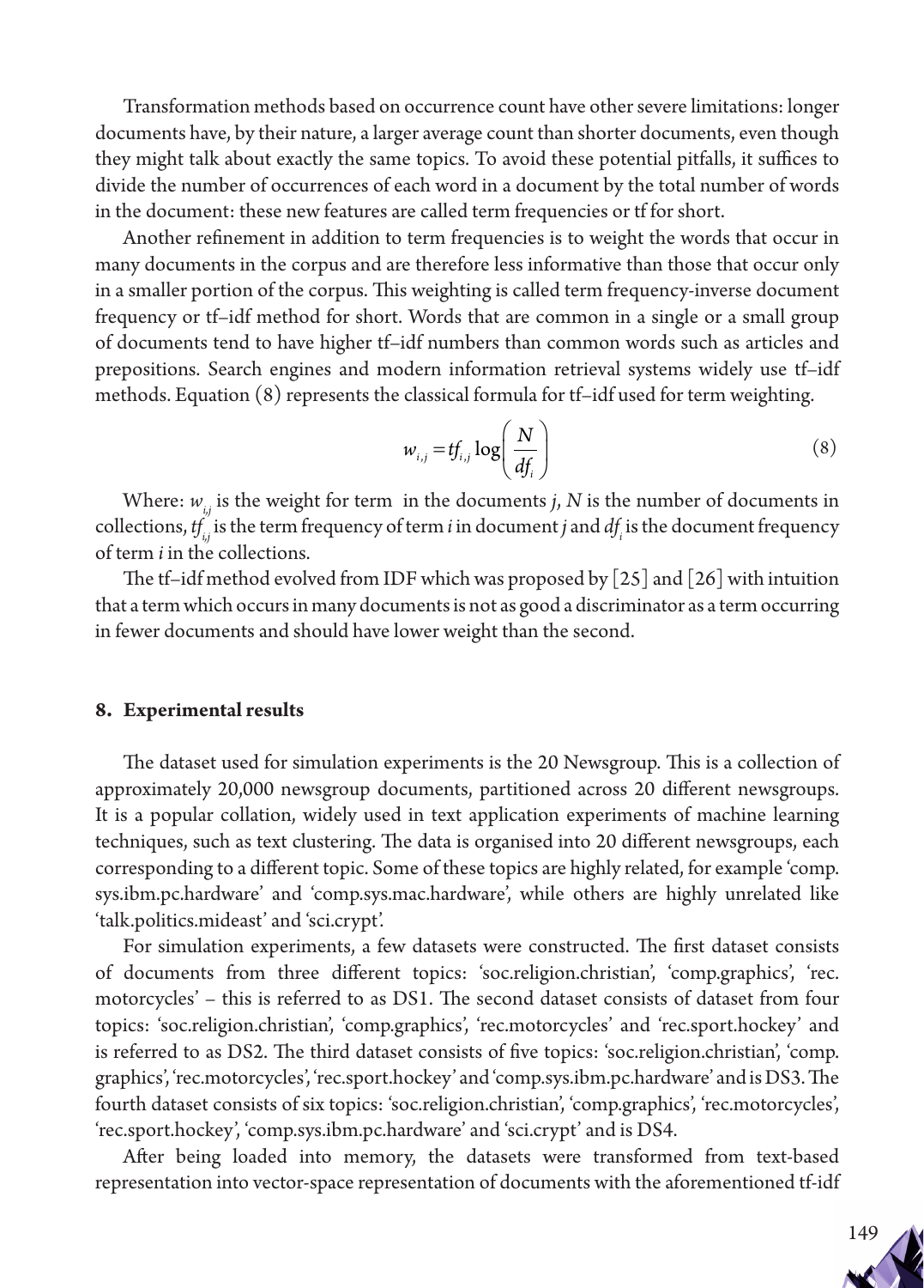Transformation methods based on occurrence count have other severe limitations: longer documents have, by their nature, a larger average count than shorter documents, even though they might talk about exactly the same topics. To avoid these potential pitfalls, it suffices to divide the number of occurrences of each word in a document by the total number of words in the document: these new features are called term frequencies or tf for short.

Another refinement in addition to term frequencies is to weight the words that occur in many documents in the corpus and are therefore less informative than those that occur only in a smaller portion of the corpus. This weighting is called term frequency-inverse document frequency or tf–idf method for short. Words that are common in a single or a small group of documents tend to have higher tf–idf numbers than common words such as articles and prepositions. Search engines and modern information retrieval systems widely use tf–idf methods. Equation (8) represents the classical formula for tf–idf used for term weighting.

$$w_{i,j} = tf_{i,j} \log\left(\frac{N}{df_i}\right) \tag{8}$$

Where: $w_{i,j}$ is the weight for term  in the documents $j$, $N$ is the number of documents in collections, $tf_{i,j}$ is the term frequency of term $i$ in document $j$ and $df_i$ is the document frequency of term $i$ in the collections.

The tf–idf method evolved from IDF which was proposed by [25] and [26] with intuition that a term which occurs in many documents is not as good a discriminator as a term occurring in fewer documents and should have lower weight than the second.

## 8. Experimental results

The dataset used for simulation experiments is the 20 Newsgroup. This is a collection of approximately 20,000 newsgroup documents, partitioned across 20 different newsgroups. It is a popular collation, widely used in text application experiments of machine learning techniques, such as text clustering. The data is organised into 20 different newsgroups, each corresponding to a different topic. Some of these topics are highly related, for example 'comp.sys.ibm.pc.hardware' and 'comp.sys.mac.hardware', while others are highly unrelated like 'talk.politics.mideast' and 'sci.crypt'.

For simulation experiments, a few datasets were constructed. The first dataset consists of documents from three different topics: 'soc.religion.christian', 'comp.graphics', 'rec.motorcycles' – this is referred to as DS1. The second dataset consists of dataset from four topics: 'soc.religion.christian', 'comp.graphics', 'rec.motorcycles' and 'rec.sport.hockey' and is referred to as DS2. The third dataset consists of five topics: 'soc.religion.christian', 'comp.graphics', 'rec.motorcycles', 'rec.sport.hockey' and 'comp.sys.ibm.pc.hardware' and is DS3. The fourth dataset consists of six topics: 'soc.religion.christian', 'comp.graphics', 'rec.motorcycles', 'rec.sport.hockey', 'comp.sys.ibm.pc.hardware' and 'sci.crypt' and is DS4.

After being loaded into memory, the datasets were transformed from text-based representation into vector-space representation of documents with the aforementioned tf-idf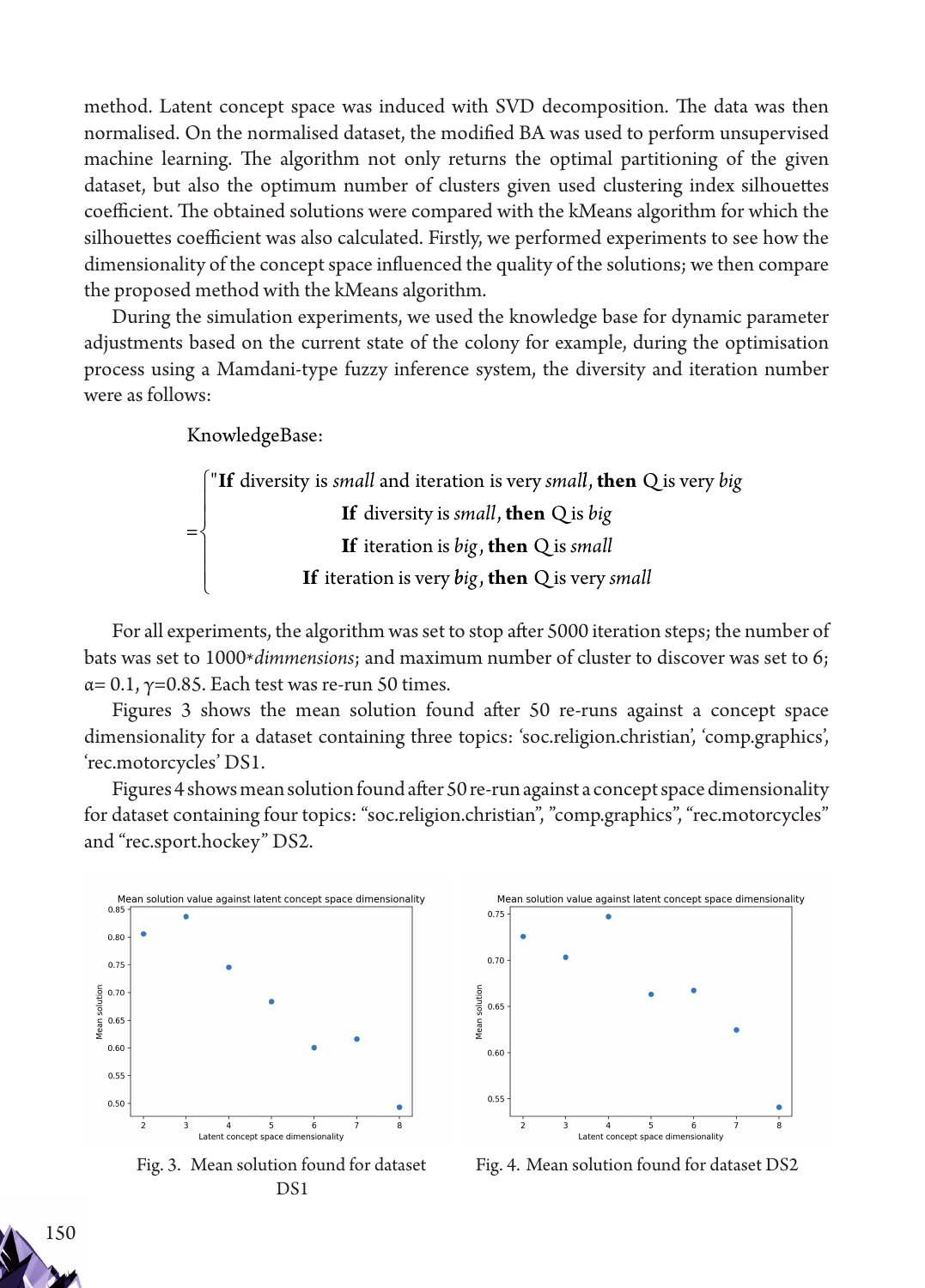method. Latent concept space was induced with SVD decomposition. The data was then normalised. On the normalised dataset, the modified BA was used to perform unsupervised machine learning. The algorithm not only returns the optimal partitioning of the given dataset, but also the optimum number of clusters given used clustering index silhouettes coefficient. The obtained solutions were compared with the kMeans algorithm for which the silhouettes coefficient was also calculated. Firstly, we performed experiments to see how the dimensionality of the concept space influenced the quality of the solutions; we then compare the proposed method with the kMeans algorithm.

During the simulation experiments, we used the knowledge base for dynamic parameter adjustments based on the current state of the colony for example, during the optimisation process using a Mamdani-type fuzzy inference system, the diversity and iteration number were as follows:

$$
\text{KnowledgeBase:} \\
= \begin{cases} \text{"}\textbf{If} \text{ diversity is } \textit{small} \text{ and iteration is very } \textit{small}, \textbf{ then } \text{Q is very } \textit{big} \\ \textbf{If} \text{ diversity is } \textit{small}, \textbf{ then } \text{Q is } \textit{big} \\ \textbf{If} \text{ iteration is } \textit{big}, \textbf{ then } \text{Q is } \textit{small} \\ \textbf{If} \text{ iteration is very } \textit{big}, \textbf{ then } \text{Q is very } \textit{small} \end{cases}
$$

For all experiments, the algorithm was set to stop after 5000 iteration steps; the number of bats was set to 1000\**dimmensions*; and maximum number of cluster to discover was set to 6; $\alpha$= 0.1, $\gamma$=0.85. Each test was re-run 50 times.

Figures 3 shows the mean solution found after 50 re-runs against a concept space dimensionality for a dataset containing three topics: 'soc.religion.christian', 'comp.graphics', 'rec.motorcycles' DS1.

Figures 4 shows mean solution found after 50 re-run against a concept space dimensionality for dataset containing four topics: "soc.religion.christian", "comp.graphics", "rec.motorcycles" and "rec.sport.hockey" DS2.

Fig. 3. Mean solution found for dataset DS1

Fig. 4. Mean solution found for dataset DS2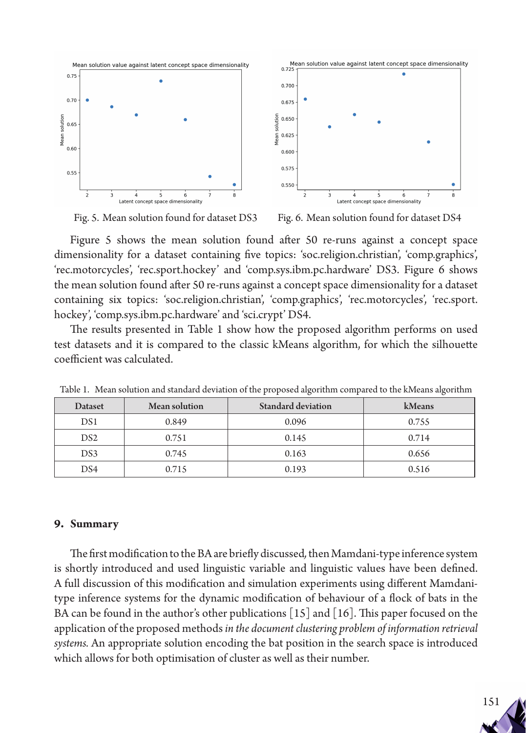Mean solution value against latent concept space dimensionality

Mean solution

Latent concept space dimensionality

0.75
0.70
0.65
0.60
0.55

2 3 4 5 6 7 8

Fig. 5. Mean solution found for dataset DS3

Mean solution value against latent concept space dimensionality

Mean solution

Latent concept space dimensionality

0.725
0.700
0.675
0.650
0.625
0.600
0.575
0.550

2 3 4 5 6 7 8

Fig. 6. Mean solution found for dataset DS4

Figure 5 shows the mean solution found after 50 re-runs against a concept space dimensionality for a dataset containing five topics: 'soc.religion.christian', 'comp.graphics', 'rec.motorcycles', 'rec.sport.hockey' and 'comp.sys.ibm.pc.hardware' DS3. Figure 6 shows the mean solution found after 50 re-runs against a concept space dimensionality for a dataset containing six topics: 'soc.religion.christian', 'comp.graphics', 'rec.motorcycles', 'rec.sport.hockey', 'comp.sys.ibm.pc.hardware' and 'sci.crypt' DS4.

The results presented in Table 1 show how the proposed algorithm performs on used test datasets and it is compared to the classic kMeans algorithm, for which the silhouette coefficient was calculated.

Table 1. Mean solution and standard deviation of the proposed algorithm compared to the kMeans algorithm

| Dataset | Mean solution | Standard deviation | kMeans |
|---|---|---|---|
| DS1 | 0.849 | 0.096 | 0.755 |
| DS2 | 0.751 | 0.145 | 0.714 |
| DS3 | 0.745 | 0.163 | 0.656 |
| DS4 | 0.715 | 0.193 | 0.516 |

## 9. Summary

The first modification to the BA are briefly discussed, then Mamdani-type inference system is shortly introduced and used linguistic variable and linguistic values have been defined. A full discussion of this modification and simulation experiments using different Mamdani-type inference systems for the dynamic modification of behaviour of a flock of bats in the BA can be found in the author's other publications [15] and [16]. This paper focused on the application of the proposed methods *in the document clustering problem of information retrieval systems.* An appropriate solution encoding the bat position in the search space is introduced which allows for both optimisation of cluster as well as their number.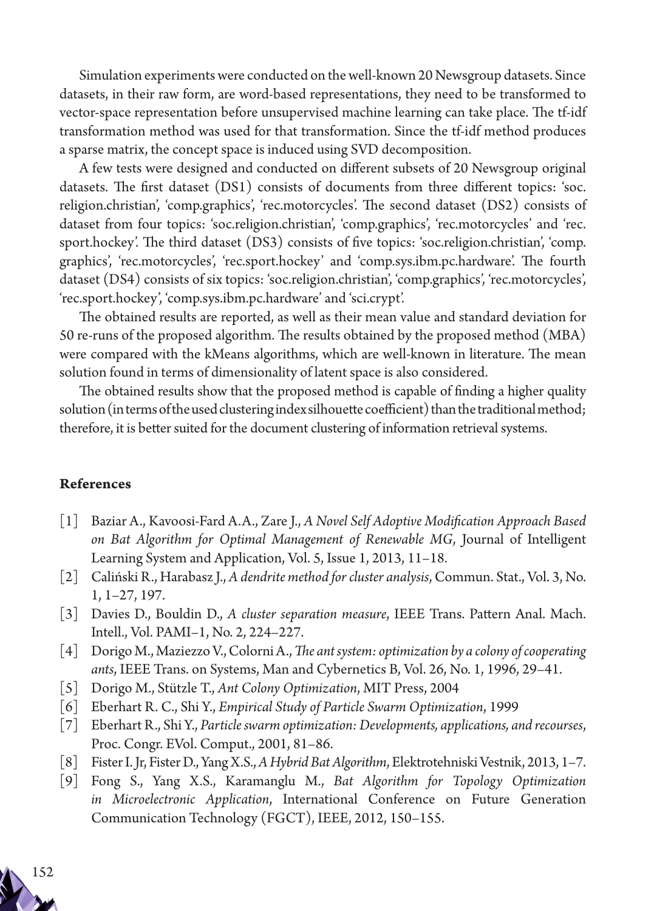Simulation experiments were conducted on the well-known 20 Newsgroup datasets. Since datasets, in their raw form, are word-based representations, they need to be transformed to vector-space representation before unsupervised machine learning can take place. The tf-idf transformation method was used for that transformation. Since the tf-idf method produces a sparse matrix, the concept space is induced using SVD decomposition.

A few tests were designed and conducted on different subsets of 20 Newsgroup original datasets. The first dataset (DS1) consists of documents from three different topics: 'soc. religion.christian', 'comp.graphics', 'rec.motorcycles'. The second dataset (DS2) consists of dataset from four topics: 'soc.religion.christian', 'comp.graphics', 'rec.motorcycles' and 'rec. sport.hockey'. The third dataset (DS3) consists of five topics: 'soc.religion.christian', 'comp. graphics', 'rec.motorcycles', 'rec.sport.hockey' and 'comp.sys.ibm.pc.hardware'. The fourth dataset (DS4) consists of six topics: 'soc.religion.christian', 'comp.graphics', 'rec.motorcycles', 'rec.sport.hockey', 'comp.sys.ibm.pc.hardware' and 'sci.crypt'.

The obtained results are reported, as well as their mean value and standard deviation for 50 re-runs of the proposed algorithm. The results obtained by the proposed method (MBA) were compared with the kMeans algorithms, which are well-known in literature. The mean solution found in terms of dimensionality of latent space is also considered.

The obtained results show that the proposed method is capable of finding a higher quality solution (in terms of the used clustering index silhouette coefficient) than the traditional method; therefore, it is better suited for the document clustering of information retrieval systems.

## References

[1] Baziar A., Kavoosi-Fard A.A., Zare J., *A Novel Self Adoptive Modification Approach Based on Bat Algorithm for Optimal Management of Renewable MG*, Journal of Intelligent Learning System and Application, Vol. 5, Issue 1, 2013, 11–18.

[2] Caliński R., Harabasz J., *A dendrite method for cluster analysis*, Commun. Stat., Vol. 3, No. 1, 1–27, 197.

[3] Davies D., Bouldin D., *A cluster separation measure*, IEEE Trans. Pattern Anal. Mach. Intell., Vol. PAMI–1, No. 2, 224–227.

[4] Dorigo M., Maziezzo V., Colorni A., *The ant system: optimization by a colony of cooperating ants*, IEEE Trans. on Systems, Man and Cybernetics B, Vol. 26, No. 1, 1996, 29–41.

[5] Dorigo M., Stützle T., *Ant Colony Optimization*, MIT Press, 2004

[6] Eberhart R. C., Shi Y., *Empirical Study of Particle Swarm Optimization*, 1999

[7] Eberhart R., Shi Y., *Particle swarm optimization: Developments, applications, and recourses*, Proc. Congr. EVol. Comput., 2001, 81–86.

[8] Fister I. Jr, Fister D., Yang X.S., *A Hybrid Bat Algorithm*, Elektrotehniski Vestnik, 2013, 1–7.

[9] Fong S., Yang X.S., Karamanglu M., *Bat Algorithm for Topology Optimization in Microelectronic Application*, International Conference on Future Generation Communication Technology (FGCT), IEEE, 2012, 150–155.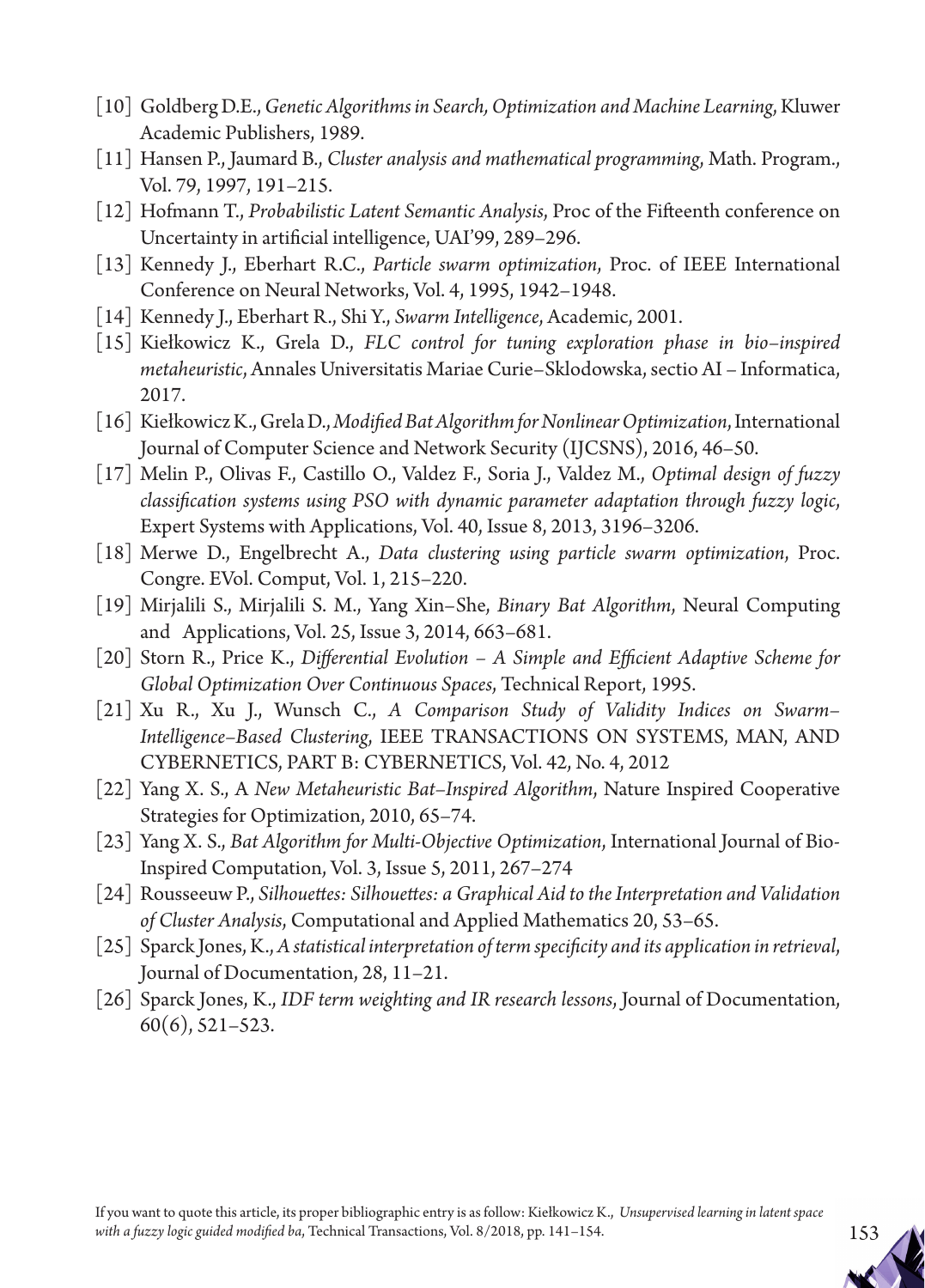[10] Goldberg D.E., *Genetic Algorithms in Search, Optimization and Machine Learning*, Kluwer Academic Publishers, 1989.

[11] Hansen P., Jaumard B., *Cluster analysis and mathematical programming*, Math. Program., Vol. 79, 1997, 191–215.

[12] Hofmann T., *Probabilistic Latent Semantic Analysis*, Proc of the Fifteenth conference on Uncertainty in artificial intelligence, UAI'99, 289–296.

[13] Kennedy J., Eberhart R.C., *Particle swarm optimization*, Proc. of IEEE International Conference on Neural Networks, Vol. 4, 1995, 1942–1948.

[14] Kennedy J., Eberhart R., Shi Y., *Swarm Intelligence*, Academic, 2001.

[15] Kiełkowicz K., Grela D., *FLC control for tuning exploration phase in bio–inspired metaheuristic*, Annales Universitatis Mariae Curie–Sklodowska, sectio AI – Informatica, 2017.

[16] Kiełkowicz K., Grela D., *Modified Bat Algorithm for Nonlinear Optimization*, International Journal of Computer Science and Network Security (IJCSNS), 2016, 46–50.

[17] Melin P., Olivas F., Castillo O., Valdez F., Soria J., Valdez M., *Optimal design of fuzzy classification systems using PSO with dynamic parameter adaptation through fuzzy logic*, Expert Systems with Applications, Vol. 40, Issue 8, 2013, 3196–3206.

[18] Merwe D., Engelbrecht A., *Data clustering using particle swarm optimization*, Proc. Congre. EVol. Comput, Vol. 1, 215–220.

[19] Mirjalili S., Mirjalili S. M., Yang Xin–She, *Binary Bat Algorithm*, Neural Computing and Applications, Vol. 25, Issue 3, 2014, 663–681.

[20] Storn R., Price K., *Differential Evolution – A Simple and Efficient Adaptive Scheme for Global Optimization Over Continuous Spaces*, Technical Report, 1995.

[21] Xu R., Xu J., Wunsch C., *A Comparison Study of Validity Indices on Swarm–Intelligence–Based Clustering*, IEEE TRANSACTIONS ON SYSTEMS, MAN, AND CYBERNETICS, PART B: CYBERNETICS, Vol. 42, No. 4, 2012

[22] Yang X. S., A *New Metaheuristic Bat–Inspired Algorithm*, Nature Inspired Cooperative Strategies for Optimization, 2010, 65–74.

[23] Yang X. S., *Bat Algorithm for Multi-Objective Optimization*, International Journal of Bio-Inspired Computation, Vol. 3, Issue 5, 2011, 267–274

[24] Rousseeuw P., *Silhouettes: Silhouettes: a Graphical Aid to the Interpretation and Validation of Cluster Analysis*, Computational and Applied Mathematics 20, 53–65.

[25] Sparck Jones, K., *A statistical interpretation of term specificity and its application in retrieval*, Journal of Documentation, 28, 11–21.

[26] Sparck Jones, K., *IDF term weighting and IR research lessons*, Journal of Documentation, 60(6), 521–523.

If you want to quote this article, its proper bibliographic entry is as follow: Kiełkowicz K., *Unsupervised learning in latent space with a fuzzy logic guided modified ba*, Technical Transactions, Vol. 8/2018, pp. 141–154.